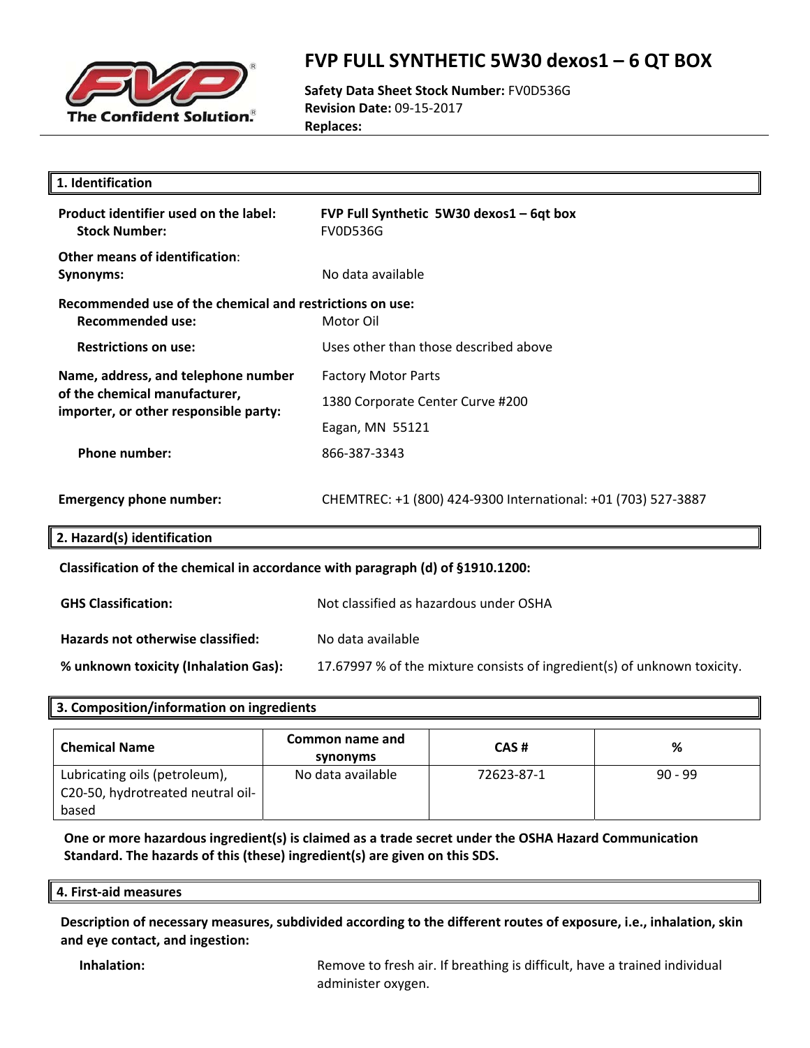# FVP FULL SYNTHETIC 5W30 dexos1 – 6 QT BOX

**Safety Data Sheet Stock Number:** FV0D536G
**Revision Date:** 09-15-2017
**Replaces:**

## 1. Identification

**Product identifier used on the label:** FVP Full Synthetic 5W30 dexos1 – 6qt box
**Stock Number:** FV0D536G

**Other means of identification:**
**Synonyms:** No data available

**Recommended use of the chemical and restrictions on use:**
**Recommended use:** Motor Oil

**Restrictions on use:** Uses other than those described above

**Name, address, and telephone number of the chemical manufacturer, importer, or other responsible party:**
Factory Motor Parts
1380 Corporate Center Curve #200
Eagan, MN 55121

**Phone number:** 866-387-3343

**Emergency phone number:** CHEMTREC: +1 (800) 424-9300 International: +01 (703) 527-3887

## 2. Hazard(s) identification

**Classification of the chemical in accordance with paragraph (d) of §1910.1200:**

**GHS Classification:** Not classified as hazardous under OSHA

**Hazards not otherwise classified:** No data available

**% unknown toxicity (Inhalation Gas):** 17.67997 % of the mixture consists of ingredient(s) of unknown toxicity.

## 3. Composition/information on ingredients

| Chemical Name | Common name and synonyms | CAS # | % |
|---|---|---|---|
| Lubricating oils (petroleum), C20-50, hydrotreated neutral oil-based | No data available | 72623-87-1 | 90 - 99 |

**One or more hazardous ingredient(s) is claimed as a trade secret under the OSHA Hazard Communication Standard. The hazards of this (these) ingredient(s) are given on this SDS.**

## 4. First-aid measures

**Description of necessary measures, subdivided according to the different routes of exposure, i.e., inhalation, skin and eye contact, and ingestion:**

**Inhalation:** Remove to fresh air. If breathing is difficult, have a trained individual administer oxygen.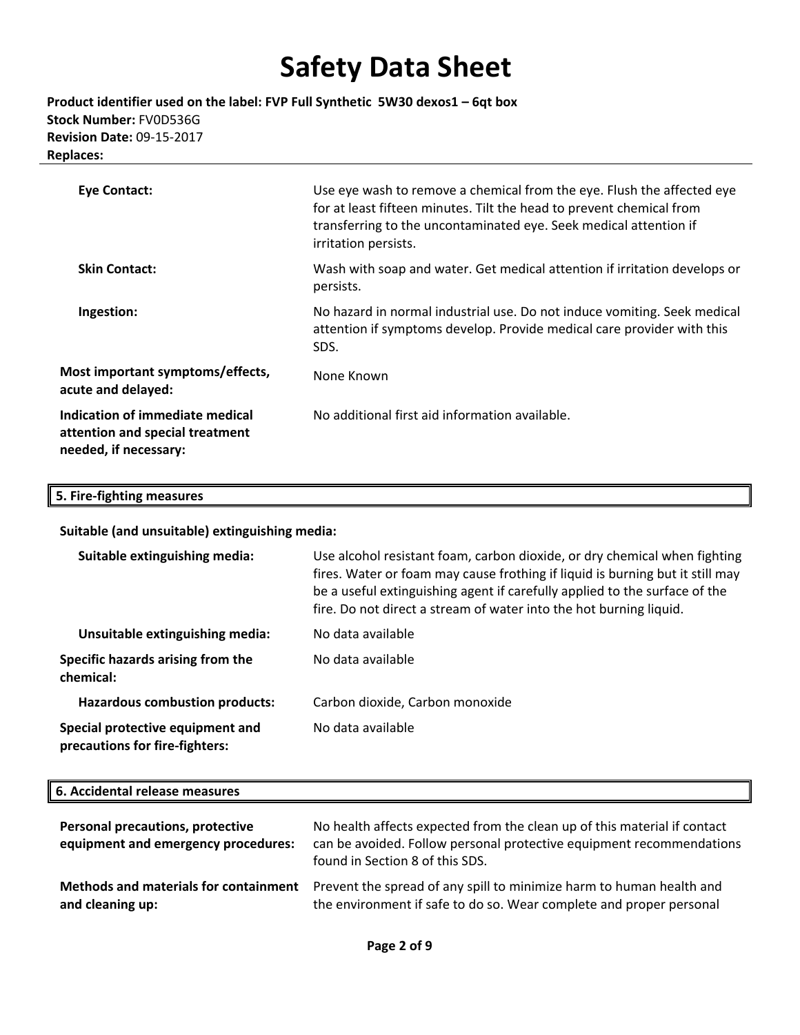| | |
|---|---|
| **Eye Contact:** | Use eye wash to remove a chemical from the eye. Flush the affected eye for at least fifteen minutes. Tilt the head to prevent chemical from transferring to the uncontaminated eye. Seek medical attention if irritation persists. |
| **Skin Contact:** | Wash with soap and water. Get medical attention if irritation develops or persists. |
| **Ingestion:** | No hazard in normal industrial use. Do not induce vomiting. Seek medical attention if symptoms develop. Provide medical care provider with this SDS. |
| **Most important symptoms/effects, acute and delayed:** | None Known |
| **Indication of immediate medical attention and special treatment needed, if necessary:** | No additional first aid information available. |

## 5. Fire-fighting measures

**Suitable (and unsuitable) extinguishing media:**

| | |
|---|---|
| **Suitable extinguishing media:** | Use alcohol resistant foam, carbon dioxide, or dry chemical when fighting fires. Water or foam may cause frothing if liquid is burning but it still may be a useful extinguishing agent if carefully applied to the surface of the fire. Do not direct a stream of water into the hot burning liquid. |
| **Unsuitable extinguishing media:** | No data available |
| **Specific hazards arising from the chemical:** | No data available |
| **Hazardous combustion products:** | Carbon dioxide, Carbon monoxide |
| **Special protective equipment and precautions for fire-fighters:** | No data available |

## 6. Accidental release measures

| | |
|---|---|
| **Personal precautions, protective equipment and emergency procedures:** | No health affects expected from the clean up of this material if contact can be avoided. Follow personal protective equipment recommendations found in Section 8 of this SDS. |
| **Methods and materials for containment and cleaning up:** | Prevent the spread of any spill to minimize harm to human health and the environment if safe to do so. Wear complete and proper personal |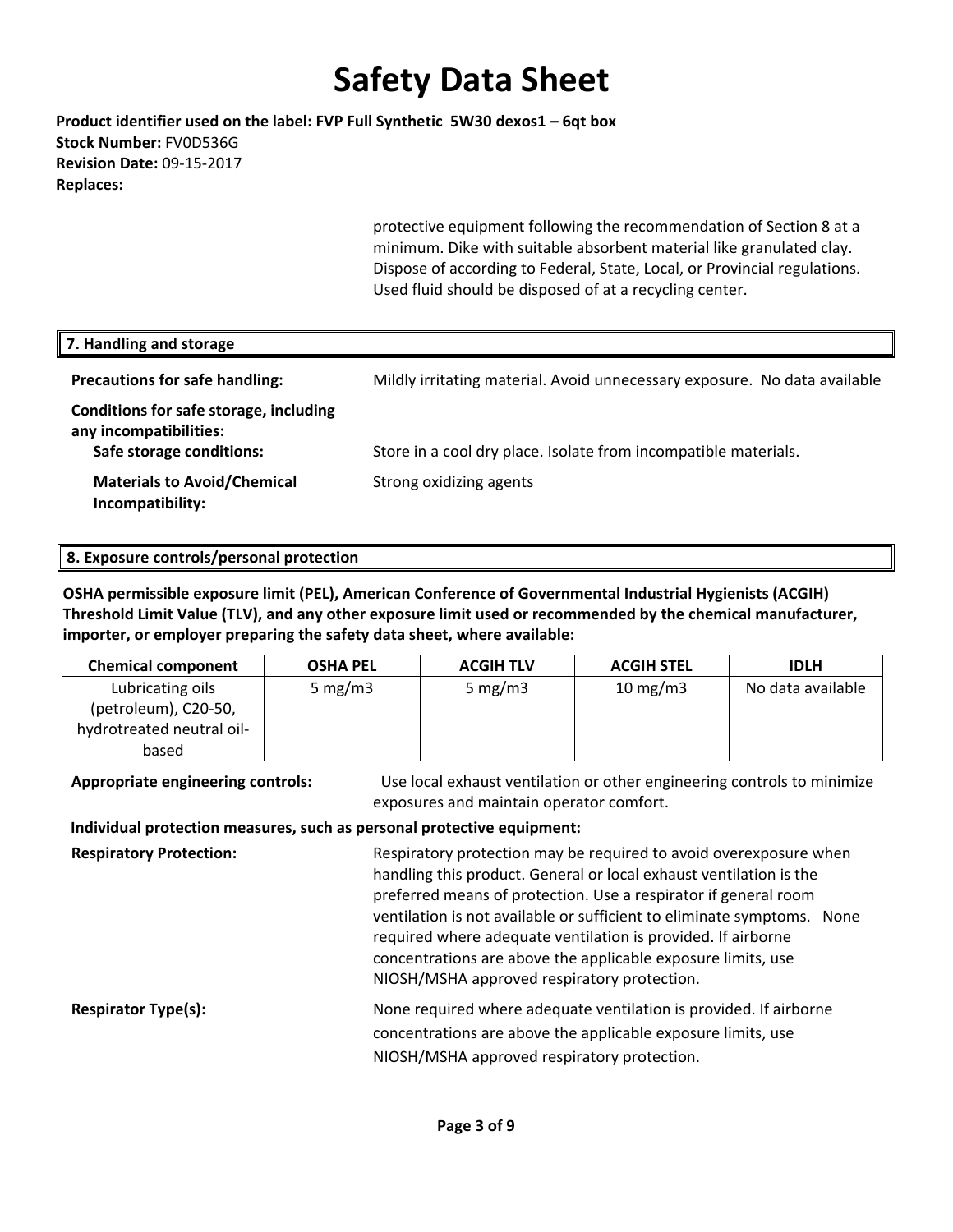protective equipment following the recommendation of Section 8 at a minimum. Dike with suitable absorbent material like granulated clay. Dispose of according to Federal, State, Local, or Provincial regulations. Used fluid should be disposed of at a recycling center.

## 7. Handling and storage

**Precautions for safe handling:** Mildly irritating material. Avoid unnecessary exposure. No data available

**Conditions for safe storage, including any incompatibilities:**

**Safe storage conditions:** Store in a cool dry place. Isolate from incompatible materials.

**Materials to Avoid/Chemical Incompatibility:** Strong oxidizing agents

## 8. Exposure controls/personal protection

**OSHA permissible exposure limit (PEL), American Conference of Governmental Industrial Hygienists (ACGIH) Threshold Limit Value (TLV), and any other exposure limit used or recommended by the chemical manufacturer, importer, or employer preparing the safety data sheet, where available:**

| Chemical component | OSHA PEL | ACGIH TLV | ACGIH STEL | IDLH |
|---|---|---|---|---|
| Lubricating oils (petroleum), C20-50, hydrotreated neutral oil-based | 5 mg/m3 | 5 mg/m3 | 10 mg/m3 | No data available |

**Appropriate engineering controls:** Use local exhaust ventilation or other engineering controls to minimize exposures and maintain operator comfort.

**Individual protection measures, such as personal protective equipment:**

**Respiratory Protection:** Respiratory protection may be required to avoid overexposure when handling this product. General or local exhaust ventilation is the preferred means of protection. Use a respirator if general room ventilation is not available or sufficient to eliminate symptoms. None required where adequate ventilation is provided. If airborne concentrations are above the applicable exposure limits, use NIOSH/MSHA approved respiratory protection.

**Respirator Type(s):** None required where adequate ventilation is provided. If airborne concentrations are above the applicable exposure limits, use NIOSH/MSHA approved respiratory protection.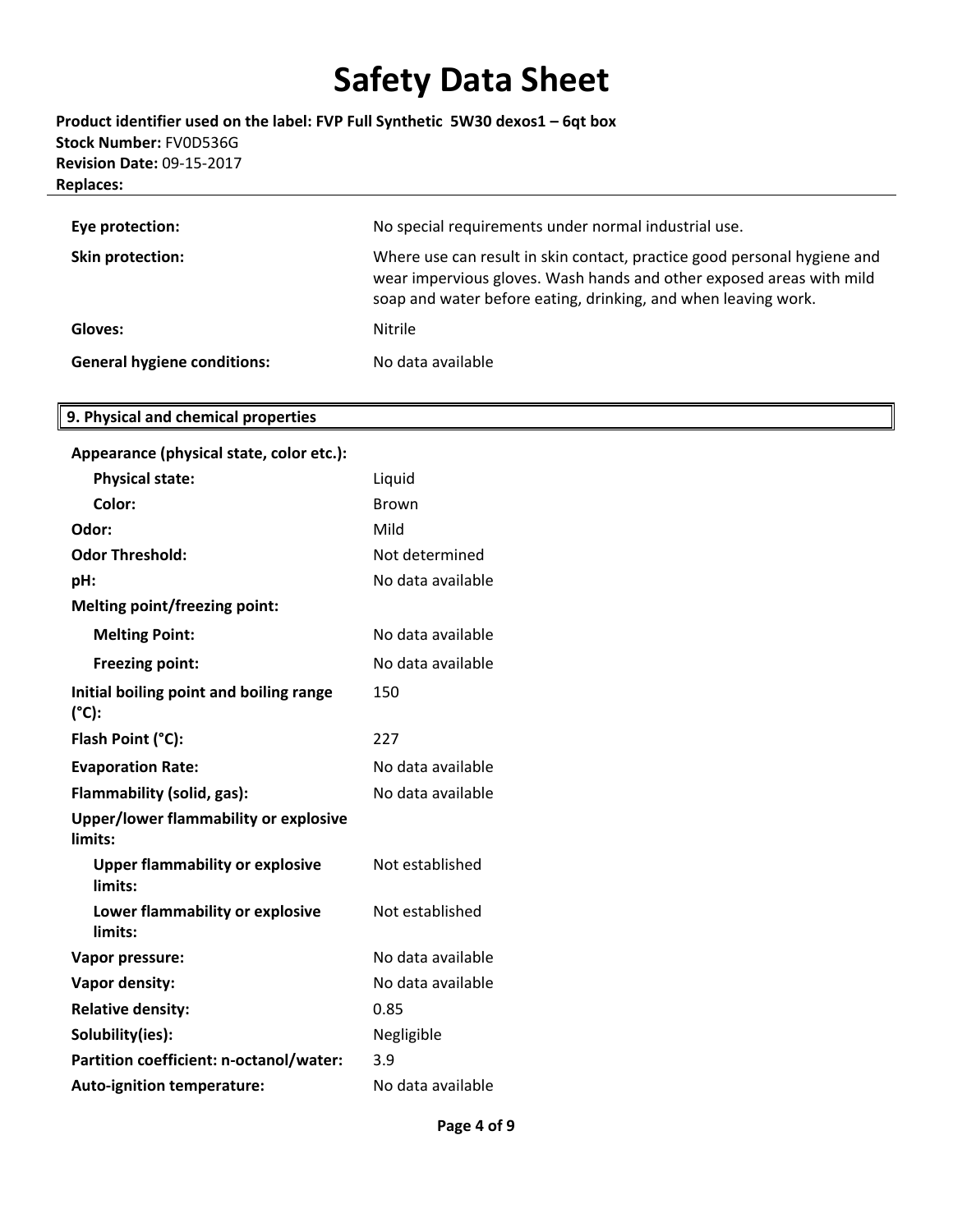| | |
|---|---|
| **Eye protection:** | No special requirements under normal industrial use. |
| **Skin protection:** | Where use can result in skin contact, practice good personal hygiene and wear impervious gloves. Wash hands and other exposed areas with mild soap and water before eating, drinking, and when leaving work. |
| **Gloves:** | Nitrile |
| **General hygiene conditions:** | No data available |

## 9. Physical and chemical properties

| | |
|---|---|
| **Appearance (physical state, color etc.):** | |
| **Physical state:** | Liquid |
| **Color:** | Brown |
| **Odor:** | Mild |
| **Odor Threshold:** | Not determined |
| **pH:** | No data available |
| **Melting point/freezing point:** | |
| **Melting Point:** | No data available |
| **Freezing point:** | No data available |
| **Initial boiling point and boiling range (°C):** | 150 |
| **Flash Point (°C):** | 227 |
| **Evaporation Rate:** | No data available |
| **Flammability (solid, gas):** | No data available |
| **Upper/lower flammability or explosive limits:** | |
| **Upper flammability or explosive limits:** | Not established |
| **Lower flammability or explosive limits:** | Not established |
| **Vapor pressure:** | No data available |
| **Vapor density:** | No data available |
| **Relative density:** | 0.85 |
| **Solubility(ies):** | Negligible |
| **Partition coefficient: n-octanol/water:** | 3.9 |
| **Auto-ignition temperature:** | No data available |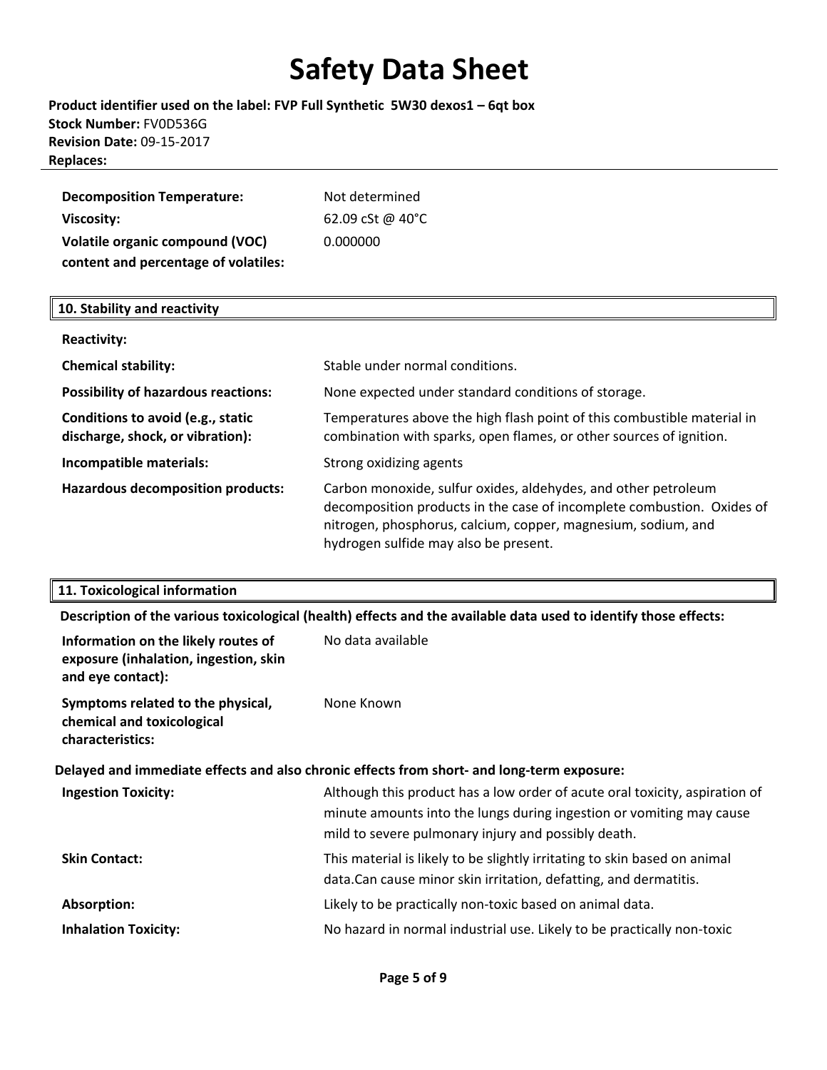| | |
|---|---|
| **Decomposition Temperature:** | Not determined |
| **Viscosity:** | 62.09 cSt @ 40°C |
| **Volatile organic compound (VOC) content and percentage of volatiles:** | 0.000000 |

## 10. Stability and reactivity

| | |
|---|---|
| **Reactivity:** | |
| **Chemical stability:** | Stable under normal conditions. |
| **Possibility of hazardous reactions:** | None expected under standard conditions of storage. |
| **Conditions to avoid (e.g., static discharge, shock, or vibration):** | Temperatures above the high flash point of this combustible material in combination with sparks, open flames, or other sources of ignition. |
| **Incompatible materials:** | Strong oxidizing agents |
| **Hazardous decomposition products:** | Carbon monoxide, sulfur oxides, aldehydes, and other petroleum decomposition products in the case of incomplete combustion. Oxides of nitrogen, phosphorus, calcium, copper, magnesium, sodium, and hydrogen sulfide may also be present. |

## 11. Toxicological information

**Description of the various toxicological (health) effects and the available data used to identify those effects:**

| | |
|---|---|
| **Information on the likely routes of exposure (inhalation, ingestion, skin and eye contact):** | No data available |
| **Symptoms related to the physical, chemical and toxicological characteristics:** | None Known |

**Delayed and immediate effects and also chronic effects from short- and long-term exposure:**

| | |
|---|---|
| **Ingestion Toxicity:** | Although this product has a low order of acute oral toxicity, aspiration of minute amounts into the lungs during ingestion or vomiting may cause mild to severe pulmonary injury and possibly death. |
| **Skin Contact:** | This material is likely to be slightly irritating to skin based on animal data.Can cause minor skin irritation, defatting, and dermatitis. |
| **Absorption:** | Likely to be practically non-toxic based on animal data. |
| **Inhalation Toxicity:** | No hazard in normal industrial use. Likely to be practically non-toxic |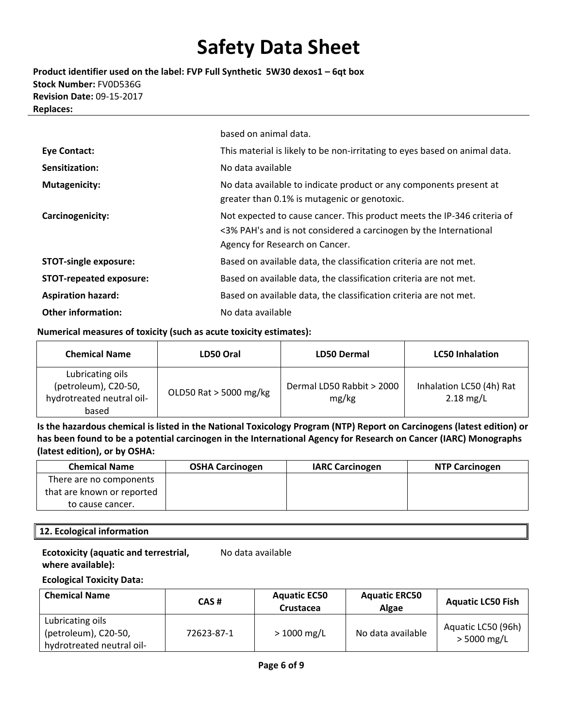| | |
|---|---|
| | based on animal data. |
| **Eye Contact:** | This material is likely to be non-irritating to eyes based on animal data. |
| **Sensitization:** | No data available |
| **Mutagenicity:** | No data available to indicate product or any components present at greater than 0.1% is mutagenic or genotoxic. |
| **Carcinogenicity:** | Not expected to cause cancer. This product meets the IP-346 criteria of <3% PAH's and is not considered a carcinogen by the International Agency for Research on Cancer. |
| **STOT-single exposure:** | Based on available data, the classification criteria are not met. |
| **STOT-repeated exposure:** | Based on available data, the classification criteria are not met. |
| **Aspiration hazard:** | Based on available data, the classification criteria are not met. |
| **Other information:** | No data available |

**Numerical measures of toxicity (such as acute toxicity estimates):**

| Chemical Name | LD50 Oral | LD50 Dermal | LC50 Inhalation |
|---|---|---|---|
| Lubricating oils (petroleum), C20-50, hydrotreated neutral oil-based | OLD50 Rat > 5000 mg/kg | Dermal LD50 Rabbit > 2000 mg/kg | Inhalation LC50 (4h) Rat 2.18 mg/L |

**Is the hazardous chemical is listed in the National Toxicology Program (NTP) Report on Carcinogens (latest edition) or has been found to be a potential carcinogen in the International Agency for Research on Cancer (IARC) Monographs (latest edition), or by OSHA:**

| Chemical Name | OSHA Carcinogen | IARC Carcinogen | NTP Carcinogen |
|---|---|---|---|
| There are no components that are known or reported to cause cancer. | | | |

## 12. Ecological information

**Ecotoxicity (aquatic and terrestrial, where available):** No data available

**Ecological Toxicity Data:**

| Chemical Name | CAS # | Aquatic EC50 Crustacea | Aquatic ERC50 Algae | Aquatic LC50 Fish |
|---|---|---|---|---|
| Lubricating oils (petroleum), C20-50, hydrotreated neutral oil- | 72623-87-1 | > 1000 mg/L | No data available | Aquatic LC50 (96h) > 5000 mg/L |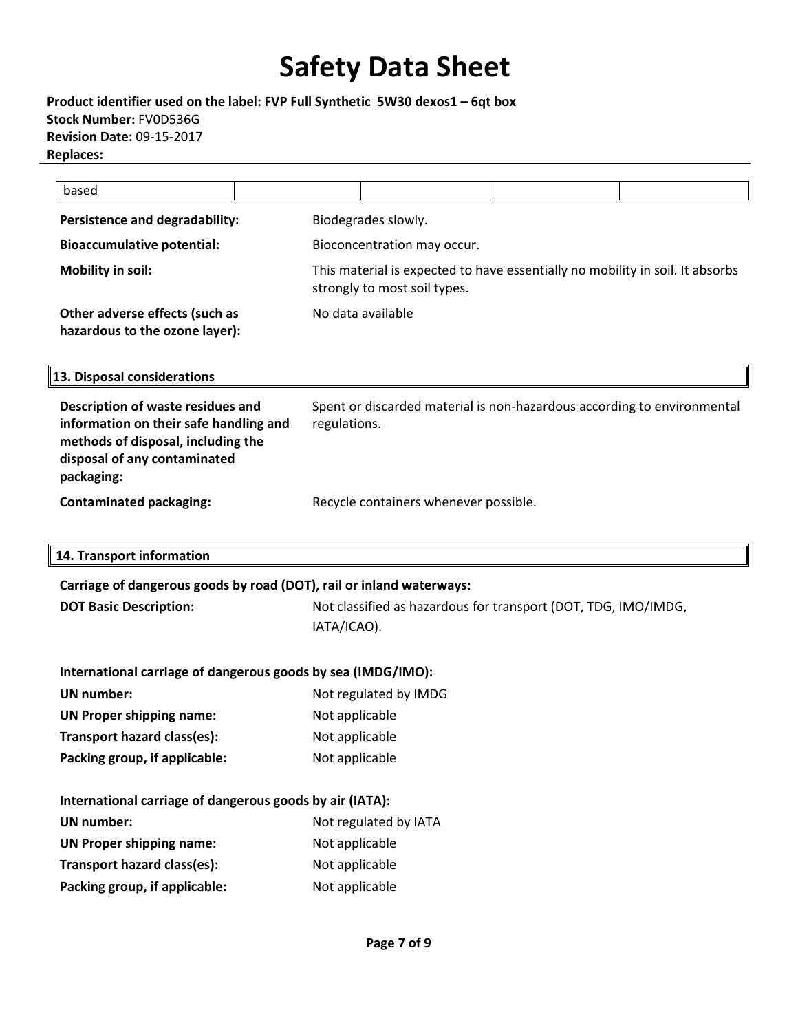| based | | | | |
|---|---|---|---|---|

**Persistence and degradability:** Biodegrades slowly.

**Bioaccumulative potential:** Bioconcentration may occur.

**Mobility in soil:** This material is expected to have essentially no mobility in soil. It absorbs strongly to most soil types.

**Other adverse effects (such as hazardous to the ozone layer):** No data available

## 13. Disposal considerations

**Description of waste residues and information on their safe handling and methods of disposal, including the disposal of any contaminated packaging:** Spent or discarded material is non-hazardous according to environmental regulations.

**Contaminated packaging:** Recycle containers whenever possible.

## 14. Transport information

**Carriage of dangerous goods by road (DOT), rail or inland waterways:**

**DOT Basic Description:** Not classified as hazardous for transport (DOT, TDG, IMO/IMDG, IATA/ICAO).

**International carriage of dangerous goods by sea (IMDG/IMO):**

**UN number:** Not regulated by IMDG

**UN Proper shipping name:** Not applicable

**Transport hazard class(es):** Not applicable

**Packing group, if applicable:** Not applicable

**International carriage of dangerous goods by air (IATA):**

**UN number:** Not regulated by IATA

**UN Proper shipping name:** Not applicable

**Transport hazard class(es):** Not applicable

**Packing group, if applicable:** Not applicable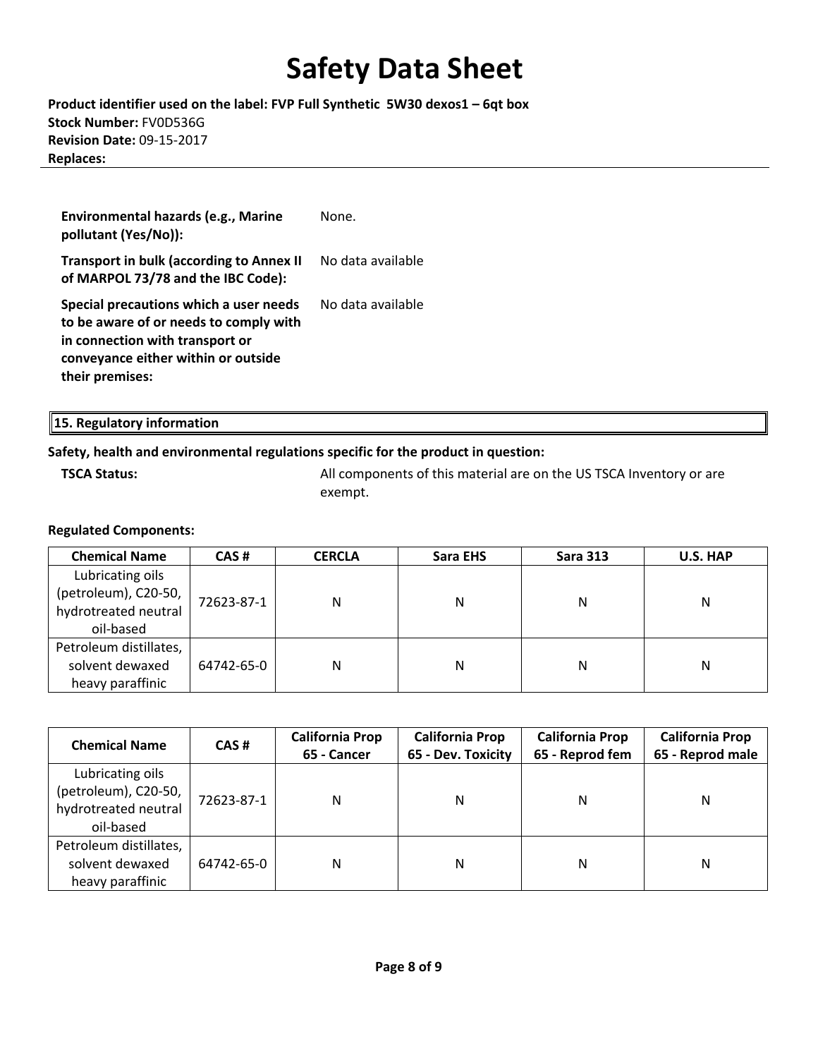| | |
|---|---|
| **Environmental hazards (e.g., Marine pollutant (Yes/No)):** | None. |
| **Transport in bulk (according to Annex II of MARPOL 73/78 and the IBC Code):** | No data available |
| **Special precautions which a user needs to be aware of or needs to comply with in connection with transport or conveyance either within or outside their premises:** | No data available |

## 15. Regulatory information

**Safety, health and environmental regulations specific for the product in question:**

**TSCA Status:** All components of this material are on the US TSCA Inventory or are exempt.

**Regulated Components:**

| Chemical Name | CAS # | CERCLA | Sara EHS | Sara 313 | U.S. HAP |
|---|---|---|---|---|---|
| Lubricating oils (petroleum), C20-50, hydrotreated neutral oil-based | 72623-87-1 | N | N | N | N |
| Petroleum distillates, solvent dewaxed heavy paraffinic | 64742-65-0 | N | N | N | N |

| Chemical Name | CAS # | California Prop 65 - Cancer | California Prop 65 - Dev. Toxicity | California Prop 65 - Reprod fem | California Prop 65 - Reprod male |
|---|---|---|---|---|---|
| Lubricating oils (petroleum), C20-50, hydrotreated neutral oil-based | 72623-87-1 | N | N | N | N |
| Petroleum distillates, solvent dewaxed heavy paraffinic | 64742-65-0 | N | N | N | N |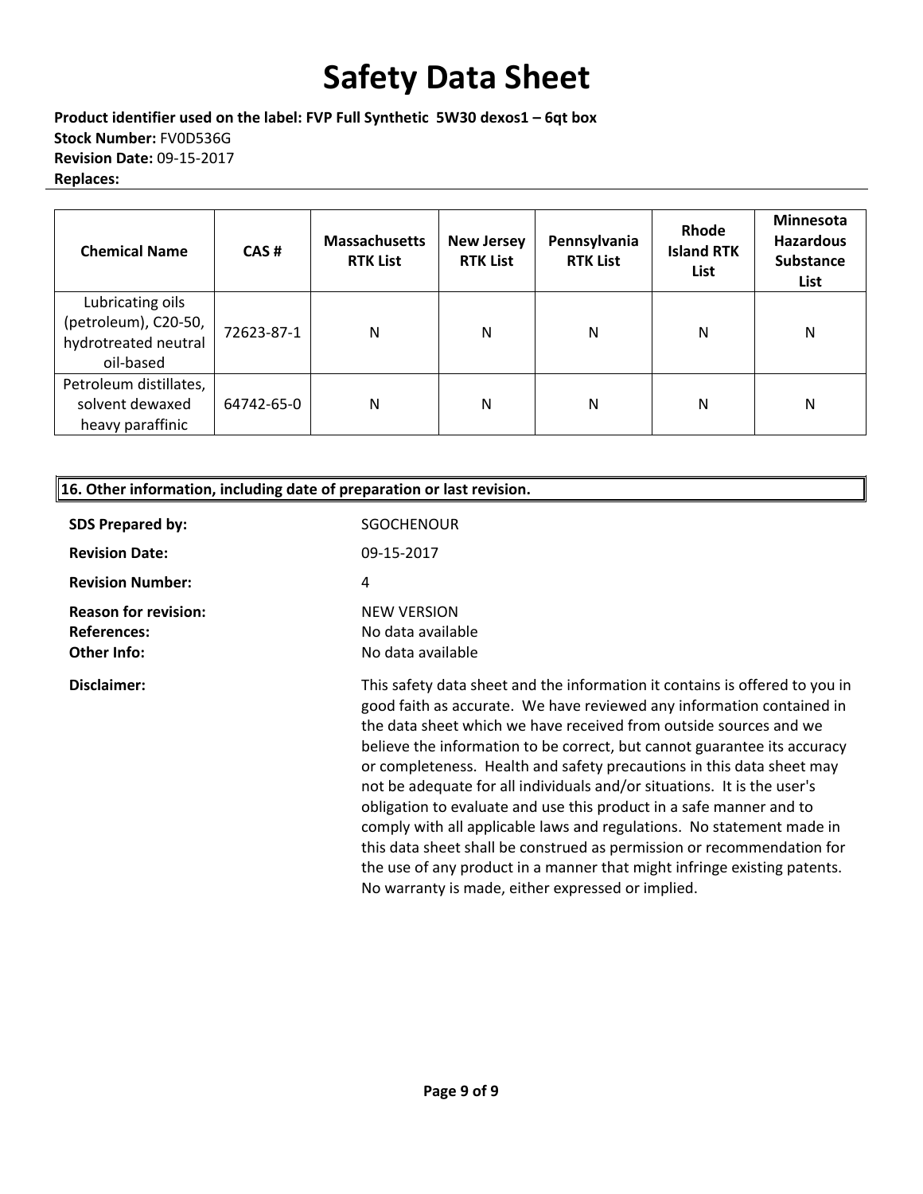# Safety Data Sheet

**Product identifier used on the label: FVP Full Synthetic 5W30 dexos1 – 6qt box**
**Stock Number:** FV0D536G
**Revision Date:** 09-15-2017
**Replaces:**

| Chemical Name | CAS # | Massachusetts RTK List | New Jersey RTK List | Pennsylvania RTK List | Rhode Island RTK List | Minnesota Hazardous Substance List |
|---|---|---|---|---|---|---|
| Lubricating oils (petroleum), C20-50, hydrotreated neutral oil-based | 72623-87-1 | N | N | N | N | N |
| Petroleum distillates, solvent dewaxed heavy paraffinic | 64742-65-0 | N | N | N | N | N |

## 16. Other information, including date of preparation or last revision.

**SDS Prepared by:** SGOCHENOUR

**Revision Date:** 09-15-2017

**Revision Number:** 4

**Reason for revision:** NEW VERSION
**References:** No data available
**Other Info:** No data available

**Disclaimer:** This safety data sheet and the information it contains is offered to you in good faith as accurate. We have reviewed any information contained in the data sheet which we have received from outside sources and we believe the information to be correct, but cannot guarantee its accuracy or completeness. Health and safety precautions in this data sheet may not be adequate for all individuals and/or situations. It is the user's obligation to evaluate and use this product in a safe manner and to comply with all applicable laws and regulations. No statement made in this data sheet shall be construed as permission or recommendation for the use of any product in a manner that might infringe existing patents. No warranty is made, either expressed or implied.